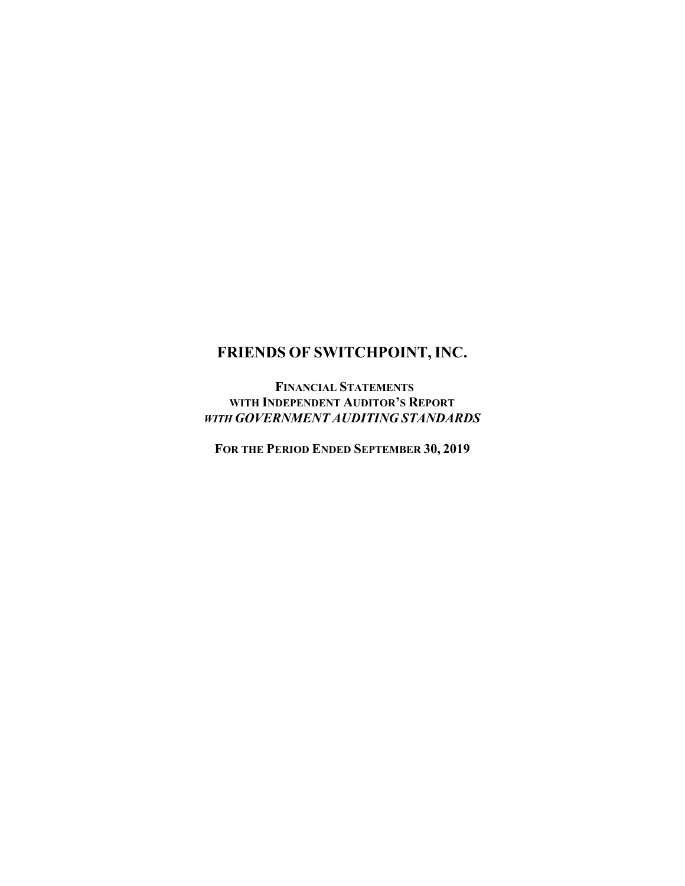# FRIENDS OF SWITCHPOINT, INC.

**FINANCIAL STATEMENTS**
**WITH INDEPENDENT AUDITOR'S REPORT**
***WITH GOVERNMENT AUDITING STANDARDS***

**FOR THE PERIOD ENDED SEPTEMBER 30, 2019**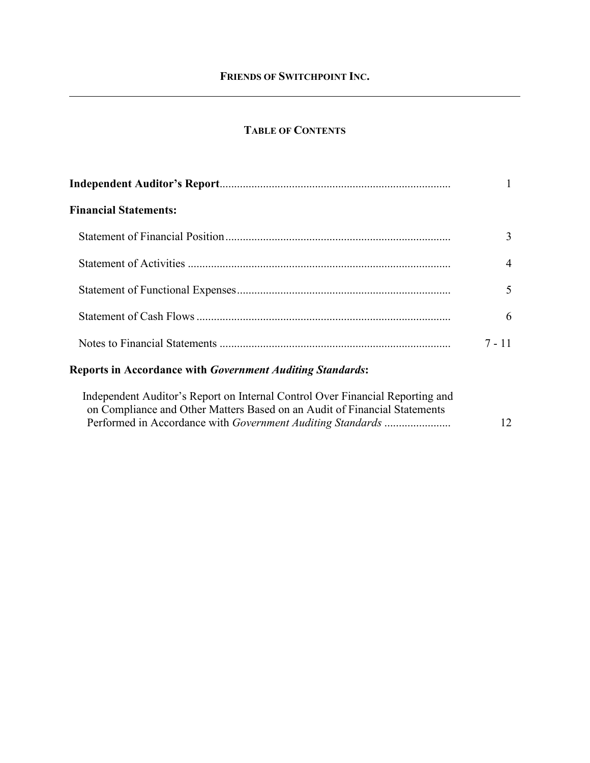# FRIENDS OF SWITCHPOINT INC.

## TABLE OF CONTENTS

| | |
|---|---|
| **Independent Auditor's Report** | 1 |
| **Financial Statements:** | |
| Statement of Financial Position | 3 |
| Statement of Activities | 4 |
| Statement of Functional Expenses | 5 |
| Statement of Cash Flows | 6 |
| Notes to Financial Statements | 7 - 11 |
| **Reports in Accordance with *Government Auditing Standards*:** | |
| Independent Auditor's Report on Internal Control Over Financial Reporting and on Compliance and Other Matters Based on an Audit of Financial Statements Performed in Accordance with *Government Auditing Standards* | 12 |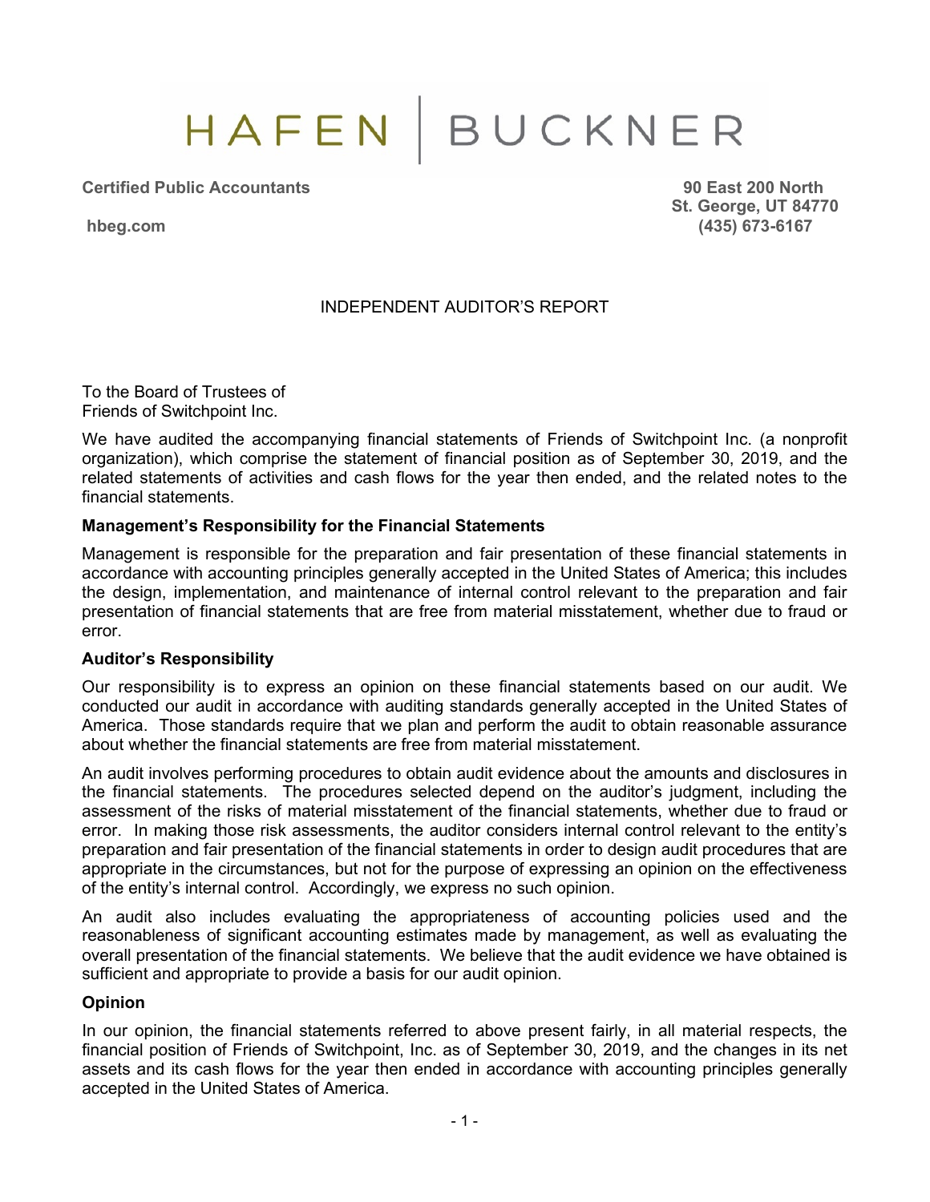# HAFEN | BUCKNER

**Certified Public Accountants**

**hbeg.com**

**90 East 200 North**
**St. George, UT 84770**
**(435) 673-6167**

## INDEPENDENT AUDITOR'S REPORT

To the Board of Trustees of
Friends of Switchpoint Inc.

We have audited the accompanying financial statements of Friends of Switchpoint Inc. (a nonprofit organization), which comprise the statement of financial position as of September 30, 2019, and the related statements of activities and cash flows for the year then ended, and the related notes to the financial statements.

### Management's Responsibility for the Financial Statements

Management is responsible for the preparation and fair presentation of these financial statements in accordance with accounting principles generally accepted in the United States of America; this includes the design, implementation, and maintenance of internal control relevant to the preparation and fair presentation of financial statements that are free from material misstatement, whether due to fraud or error.

### Auditor's Responsibility

Our responsibility is to express an opinion on these financial statements based on our audit. We conducted our audit in accordance with auditing standards generally accepted in the United States of America. Those standards require that we plan and perform the audit to obtain reasonable assurance about whether the financial statements are free from material misstatement.

An audit involves performing procedures to obtain audit evidence about the amounts and disclosures in the financial statements. The procedures selected depend on the auditor's judgment, including the assessment of the risks of material misstatement of the financial statements, whether due to fraud or error. In making those risk assessments, the auditor considers internal control relevant to the entity's preparation and fair presentation of the financial statements in order to design audit procedures that are appropriate in the circumstances, but not for the purpose of expressing an opinion on the effectiveness of the entity's internal control. Accordingly, we express no such opinion.

An audit also includes evaluating the appropriateness of accounting policies used and the reasonableness of significant accounting estimates made by management, as well as evaluating the overall presentation of the financial statements. We believe that the audit evidence we have obtained is sufficient and appropriate to provide a basis for our audit opinion.

### Opinion

In our opinion, the financial statements referred to above present fairly, in all material respects, the financial position of Friends of Switchpoint, Inc. as of September 30, 2019, and the changes in its net assets and its cash flows for the year then ended in accordance with accounting principles generally accepted in the United States of America.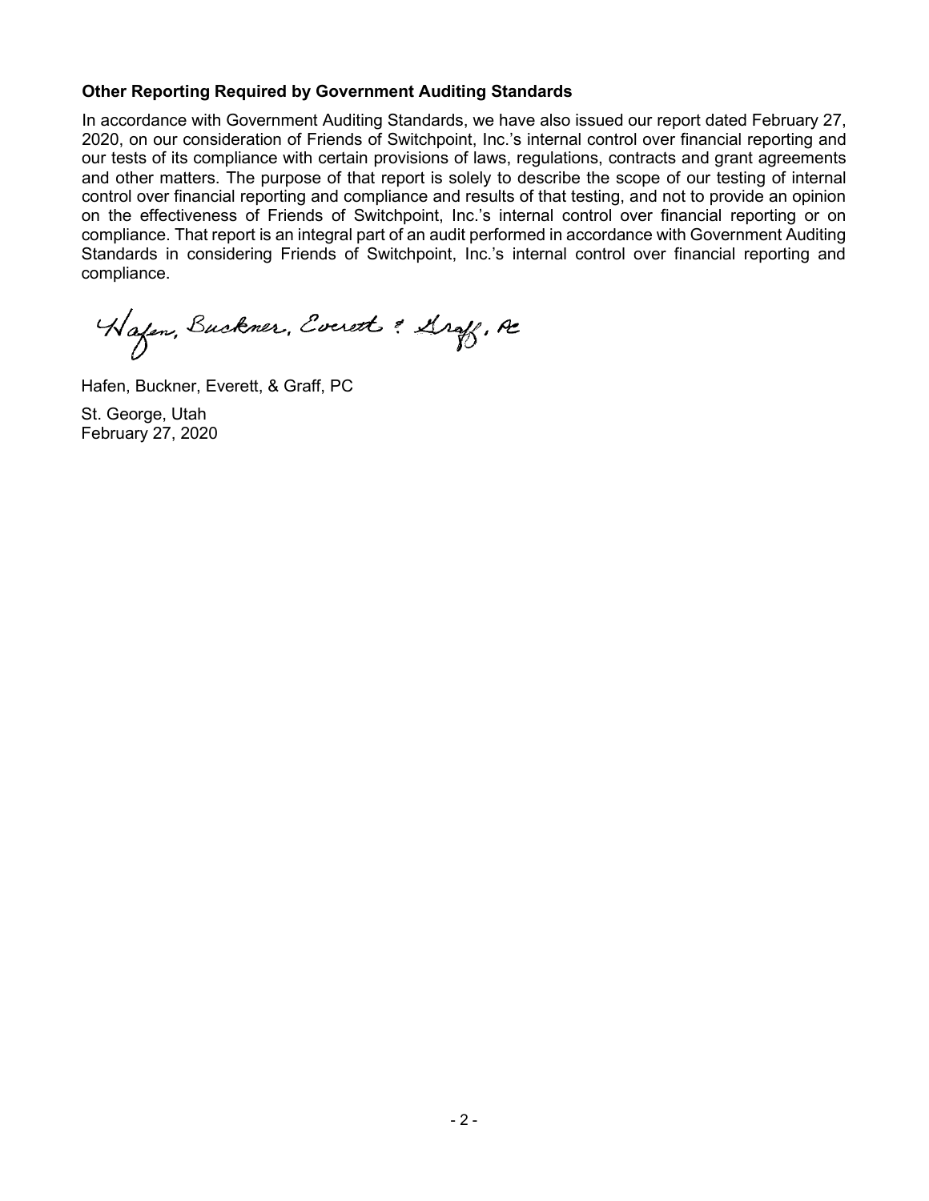**Other Reporting Required by Government Auditing Standards**

In accordance with Government Auditing Standards, we have also issued our report dated February 27, 2020, on our consideration of Friends of Switchpoint, Inc.'s internal control over financial reporting and our tests of its compliance with certain provisions of laws, regulations, contracts and grant agreements and other matters. The purpose of that report is solely to describe the scope of our testing of internal control over financial reporting and compliance and results of that testing, and not to provide an opinion on the effectiveness of Friends of Switchpoint, Inc.'s internal control over financial reporting or on compliance. That report is an integral part of an audit performed in accordance with Government Auditing Standards in considering Friends of Switchpoint, Inc.'s internal control over financial reporting and compliance.

Hafen, Buckner, Everett & Graff, PC

Hafen, Buckner, Everett, & Graff, PC

St. George, Utah
February 27, 2020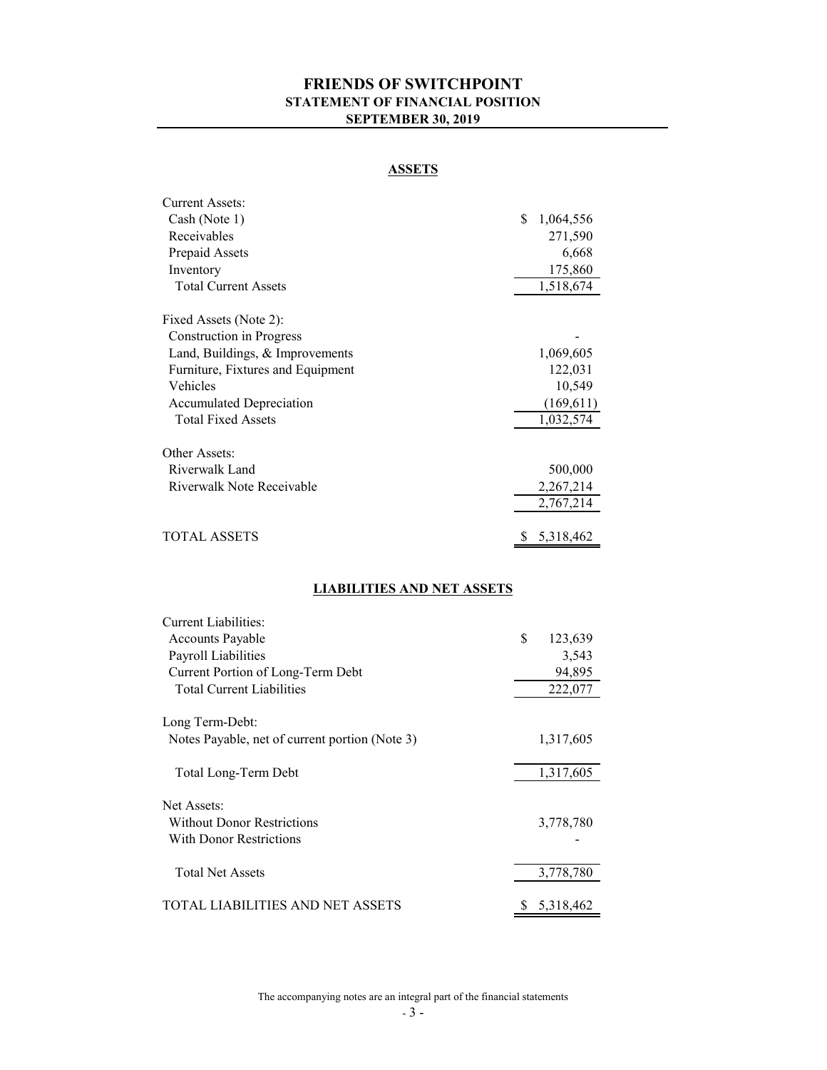# FRIENDS OF SWITCHPOINT

## STATEMENT OF FINANCIAL POSITION

## SEPTEMBER 30, 2019

### ASSETS

| | |
|---|---|
| Current Assets: | |
| Cash (Note 1) | $ 1,064,556 |
| Receivables | 271,590 |
| Prepaid Assets | 6,668 |
| Inventory | 175,860 |
| Total Current Assets | 1,518,674 |
| | |
| Fixed Assets (Note 2): | |
| Construction in Progress | - |
| Land, Buildings, & Improvements | 1,069,605 |
| Furniture, Fixtures and Equipment | 122,031 |
| Vehicles | 10,549 |
| Accumulated Depreciation | (169,611) |
| Total Fixed Assets | 1,032,574 |
| | |
| Other Assets: | |
| Riverwalk Land | 500,000 |
| Riverwalk Note Receivable | 2,267,214 |
| | 2,767,214 |
| | |
| TOTAL ASSETS | $ 5,318,462 |

### LIABILITIES AND NET ASSETS

| | |
|---|---|
| Current Liabilities: | |
| Accounts Payable | $ 123,639 |
| Payroll Liabilities | 3,543 |
| Current Portion of Long-Term Debt | 94,895 |
| Total Current Liabilities | 222,077 |
| | |
| Long Term-Debt: | |
| Notes Payable, net of current portion (Note 3) | 1,317,605 |
| | |
| Total Long-Term Debt | 1,317,605 |
| | |
| Net Assets: | |
| Without Donor Restrictions | 3,778,780 |
| With Donor Restrictions | - |
| | |
| Total Net Assets | 3,778,780 |
| | |
| TOTAL LIABILITIES AND NET ASSETS | $ 5,318,462 |

The accompanying notes are an integral part of the financial statements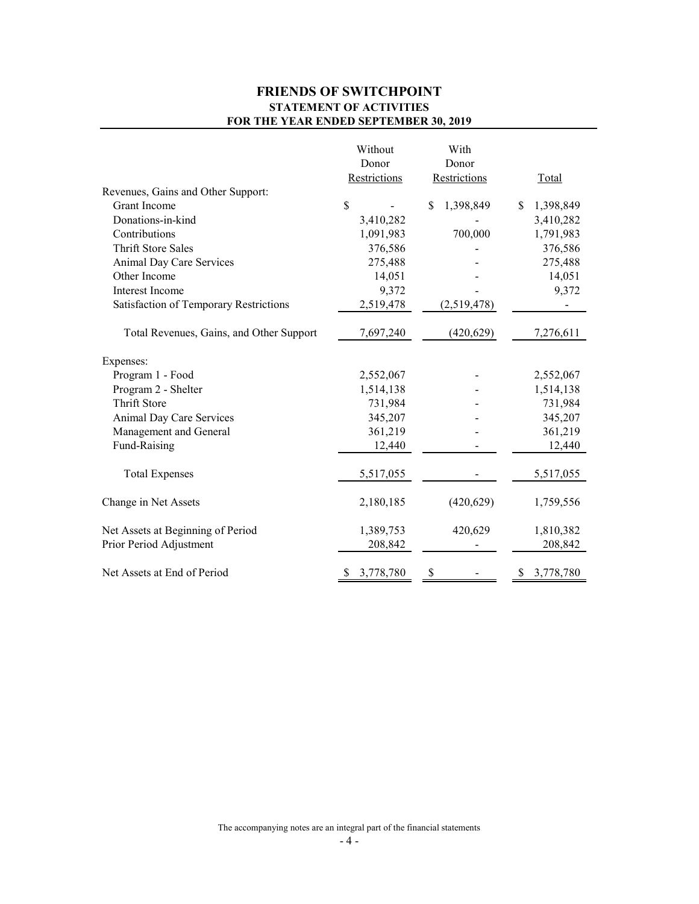# FRIENDS OF SWITCHPOINT

## STATEMENT OF ACTIVITIES

### FOR THE YEAR ENDED SEPTEMBER 30, 2019

| | Without Donor Restrictions | With Donor Restrictions | Total |
|---|---|---|---|
| Revenues, Gains and Other Support: | | | |
| Grant Income | $ - | $ 1,398,849 | $ 1,398,849 |
| Donations-in-kind | 3,410,282 | - | 3,410,282 |
| Contributions | 1,091,983 | 700,000 | 1,791,983 |
| Thrift Store Sales | 376,586 | - | 376,586 |
| Animal Day Care Services | 275,488 | - | 275,488 |
| Other Income | 14,051 | - | 14,051 |
| Interest Income | 9,372 | - | 9,372 |
| Satisfaction of Temporary Restrictions | 2,519,478 | (2,519,478) | - |
| Total Revenues, Gains, and Other Support | 7,697,240 | (420,629) | 7,276,611 |
| Expenses: | | | |
| Program 1 - Food | 2,552,067 | - | 2,552,067 |
| Program 2 - Shelter | 1,514,138 | - | 1,514,138 |
| Thrift Store | 731,984 | - | 731,984 |
| Animal Day Care Services | 345,207 | - | 345,207 |
| Management and General | 361,219 | - | 361,219 |
| Fund-Raising | 12,440 | - | 12,440 |
| Total Expenses | 5,517,055 | - | 5,517,055 |
| Change in Net Assets | 2,180,185 | (420,629) | 1,759,556 |
| Net Assets at Beginning of Period | 1,389,753 | 420,629 | 1,810,382 |
| Prior Period Adjustment | 208,842 | - | 208,842 |
| Net Assets at End of Period | $ 3,778,780 | $ - | $ 3,778,780 |

The accompanying notes are an integral part of the financial statements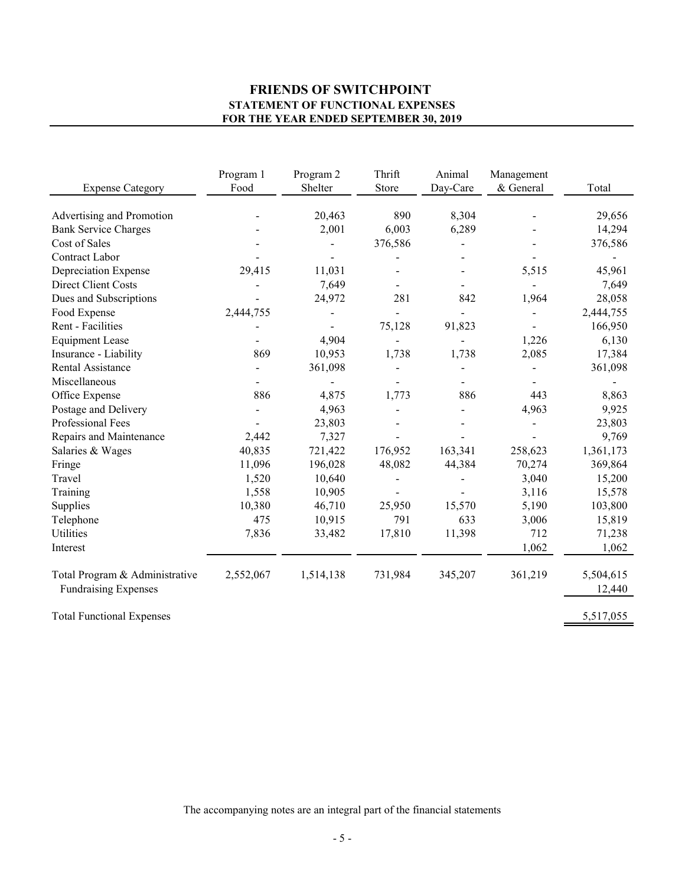# FRIENDS OF SWITCHPOINT

## STATEMENT OF FUNCTIONAL EXPENSES

## FOR THE YEAR ENDED SEPTEMBER 30, 2019

| Expense Category | Program 1 Food | Program 2 Shelter | Thrift Store | Animal Day-Care | Management & General | Total |
|---|---|---|---|---|---|---|
| Advertising and Promotion | - | 20,463 | 890 | 8,304 | - | 29,656 |
| Bank Service Charges | - | 2,001 | 6,003 | 6,289 | - | 14,294 |
| Cost of Sales | - | - | 376,586 | - | - | 376,586 |
| Contract Labor | - | - | - | - | - | - |
| Depreciation Expense | 29,415 | 11,031 | - | - | 5,515 | 45,961 |
| Direct Client Costs | - | 7,649 | - | - | - | 7,649 |
| Dues and Subscriptions | - | 24,972 | 281 | 842 | 1,964 | 28,058 |
| Food Expense | 2,444,755 | - | - | - | - | 2,444,755 |
| Rent - Facilities | - | - | 75,128 | 91,823 | - | 166,950 |
| Equipment Lease | - | 4,904 | - | - | 1,226 | 6,130 |
| Insurance - Liability | 869 | 10,953 | 1,738 | 1,738 | 2,085 | 17,384 |
| Rental Assistance | - | 361,098 | - | - | - | 361,098 |
| Miscellaneous | - | - | - | - | - | - |
| Office Expense | 886 | 4,875 | 1,773 | 886 | 443 | 8,863 |
| Postage and Delivery | - | 4,963 | - | - | 4,963 | 9,925 |
| Professional Fees | - | 23,803 | - | - | - | 23,803 |
| Repairs and Maintenance | 2,442 | 7,327 | - | - | - | 9,769 |
| Salaries & Wages | 40,835 | 721,422 | 176,952 | 163,341 | 258,623 | 1,361,173 |
| Fringe | 11,096 | 196,028 | 48,082 | 44,384 | 70,274 | 369,864 |
| Travel | 1,520 | 10,640 | - | - | 3,040 | 15,200 |
| Training | 1,558 | 10,905 | - | - | 3,116 | 15,578 |
| Supplies | 10,380 | 46,710 | 25,950 | 15,570 | 5,190 | 103,800 |
| Telephone | 475 | 10,915 | 791 | 633 | 3,006 | 15,819 |
| Utilities | 7,836 | 33,482 | 17,810 | 11,398 | 712 | 71,238 |
| Interest | | | | | 1,062 | 1,062 |
| Total Program & Administrative | 2,552,067 | 1,514,138 | 731,984 | 345,207 | 361,219 | 5,504,615 |
| Fundraising Expenses | | | | | | 12,440 |
| Total Functional Expenses | | | | | | 5,517,055 |

The accompanying notes are an integral part of the financial statements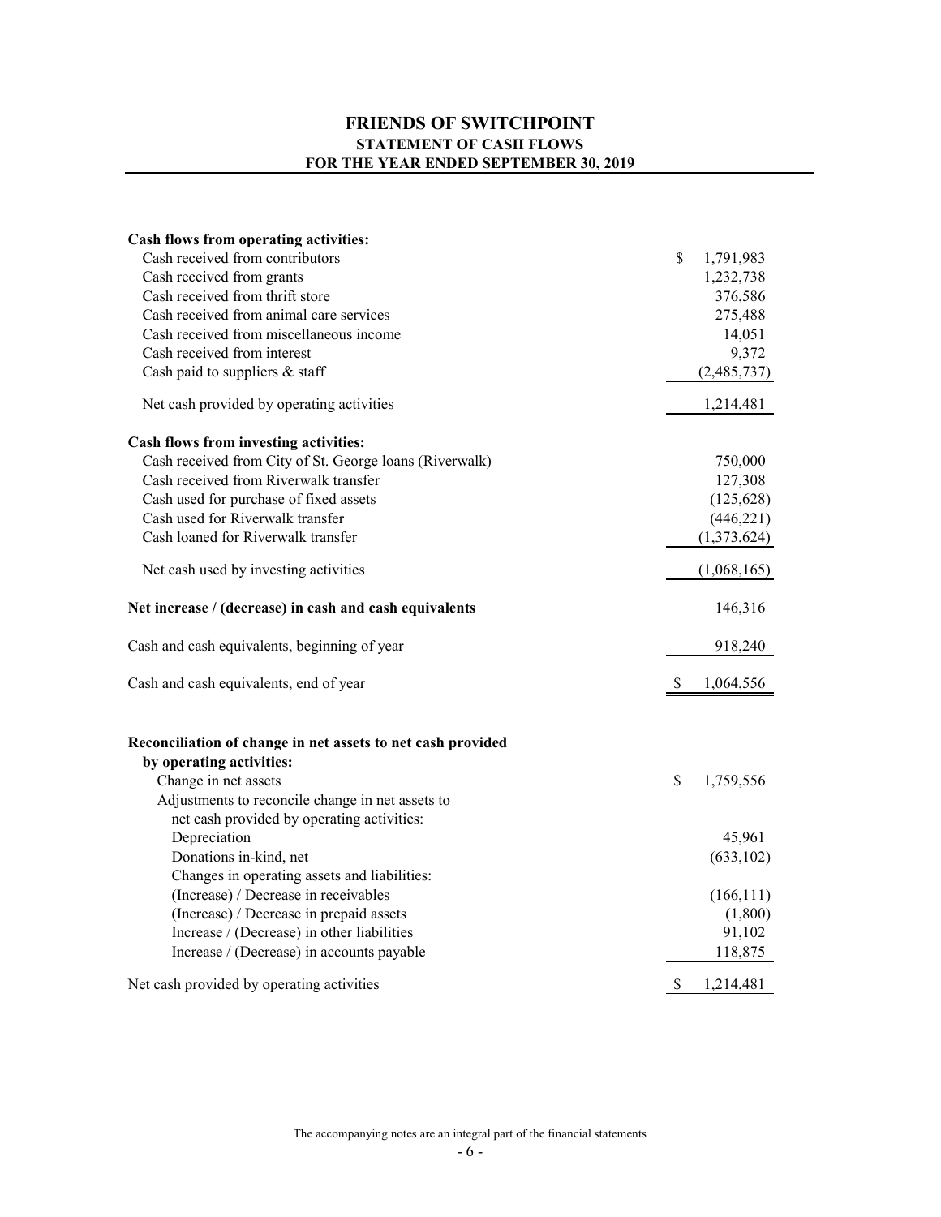# FRIENDS OF SWITCHPOINT

## STATEMENT OF CASH FLOWS

### FOR THE YEAR ENDED SEPTEMBER 30, 2019

| | |
|---|---|
| **Cash flows from operating activities:** | |
| Cash received from contributors | $ 1,791,983 |
| Cash received from grants | 1,232,738 |
| Cash received from thrift store | 376,586 |
| Cash received from animal care services | 275,488 |
| Cash received from miscellaneous income | 14,051 |
| Cash received from interest | 9,372 |
| Cash paid to suppliers & staff | (2,485,737) |
| Net cash provided by operating activities | 1,214,481 |
| **Cash flows from investing activities:** | |
| Cash received from City of St. George loans (Riverwalk) | 750,000 |
| Cash received from Riverwalk transfer | 127,308 |
| Cash used for purchase of fixed assets | (125,628) |
| Cash used for Riverwalk transfer | (446,221) |
| Cash loaned for Riverwalk transfer | (1,373,624) |
| Net cash used by investing activities | (1,068,165) |
| **Net increase / (decrease) in cash and cash equivalents** | 146,316 |
| Cash and cash equivalents, beginning of year | 918,240 |
| Cash and cash equivalents, end of year | $ 1,064,556 |

| | |
|---|---|
| **Reconciliation of change in net assets to net cash provided by operating activities:** | |
| Change in net assets | $ 1,759,556 |
| Adjustments to reconcile change in net assets to net cash provided by operating activities: | |
| Depreciation | 45,961 |
| Donations in-kind, net | (633,102) |
| Changes in operating assets and liabilities: | |
| (Increase) / Decrease in receivables | (166,111) |
| (Increase) / Decrease in prepaid assets | (1,800) |
| Increase / (Decrease) in other liabilities | 91,102 |
| Increase / (Decrease) in accounts payable | 118,875 |
| Net cash provided by operating activities | $ 1,214,481 |

The accompanying notes are an integral part of the financial statements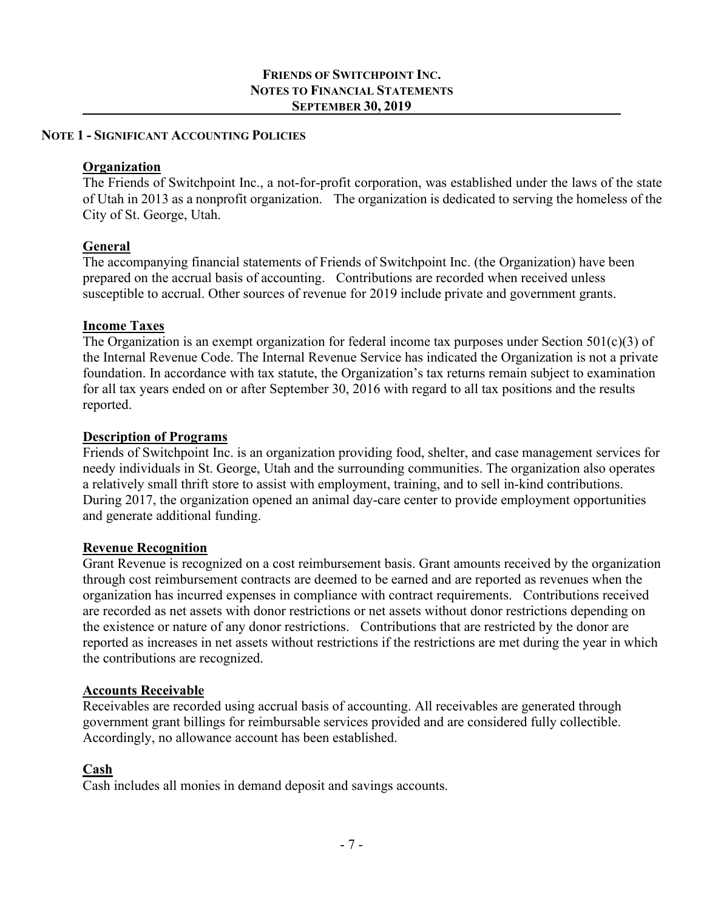**FRIENDS OF SWITCHPOINT INC.**
**NOTES TO FINANCIAL STATEMENTS**
**SEPTEMBER 30, 2019**

## NOTE 1 - SIGNIFICANT ACCOUNTING POLICIES

### Organization

The Friends of Switchpoint Inc., a not-for-profit corporation, was established under the laws of the state of Utah in 2013 as a nonprofit organization. The organization is dedicated to serving the homeless of the City of St. George, Utah.

### General

The accompanying financial statements of Friends of Switchpoint Inc. (the Organization) have been prepared on the accrual basis of accounting. Contributions are recorded when received unless susceptible to accrual. Other sources of revenue for 2019 include private and government grants.

### Income Taxes

The Organization is an exempt organization for federal income tax purposes under Section 501(c)(3) of the Internal Revenue Code. The Internal Revenue Service has indicated the Organization is not a private foundation. In accordance with tax statute, the Organization's tax returns remain subject to examination for all tax years ended on or after September 30, 2016 with regard to all tax positions and the results reported.

### Description of Programs

Friends of Switchpoint Inc. is an organization providing food, shelter, and case management services for needy individuals in St. George, Utah and the surrounding communities. The organization also operates a relatively small thrift store to assist with employment, training, and to sell in-kind contributions. During 2017, the organization opened an animal day-care center to provide employment opportunities and generate additional funding.

### Revenue Recognition

Grant Revenue is recognized on a cost reimbursement basis. Grant amounts received by the organization through cost reimbursement contracts are deemed to be earned and are reported as revenues when the organization has incurred expenses in compliance with contract requirements. Contributions received are recorded as net assets with donor restrictions or net assets without donor restrictions depending on the existence or nature of any donor restrictions. Contributions that are restricted by the donor are reported as increases in net assets without restrictions if the restrictions are met during the year in which the contributions are recognized.

### Accounts Receivable

Receivables are recorded using accrual basis of accounting. All receivables are generated through government grant billings for reimbursable services provided and are considered fully collectible. Accordingly, no allowance account has been established.

### Cash

Cash includes all monies in demand deposit and savings accounts.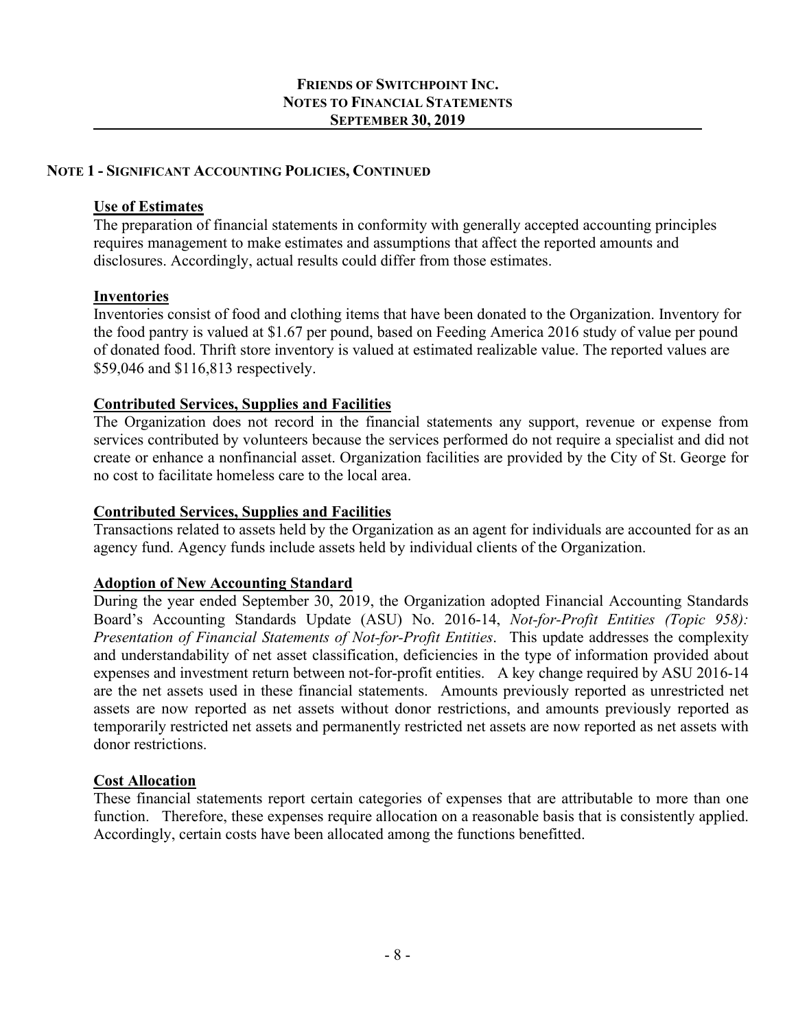# FRIENDS OF SWITCHPOINT INC.
## NOTES TO FINANCIAL STATEMENTS
## SEPTEMBER 30, 2019

### NOTE 1 - SIGNIFICANT ACCOUNTING POLICIES, CONTINUED

**Use of Estimates**

The preparation of financial statements in conformity with generally accepted accounting principles requires management to make estimates and assumptions that affect the reported amounts and disclosures. Accordingly, actual results could differ from those estimates.

**Inventories**

Inventories consist of food and clothing items that have been donated to the Organization. Inventory for the food pantry is valued at $1.67 per pound, based on Feeding America 2016 study of value per pound of donated food. Thrift store inventory is valued at estimated realizable value. The reported values are $59,046 and $116,813 respectively.

**Contributed Services, Supplies and Facilities**

The Organization does not record in the financial statements any support, revenue or expense from services contributed by volunteers because the services performed do not require a specialist and did not create or enhance a nonfinancial asset. Organization facilities are provided by the City of St. George for no cost to facilitate homeless care to the local area.

**Contributed Services, Supplies and Facilities**

Transactions related to assets held by the Organization as an agent for individuals are accounted for as an agency fund. Agency funds include assets held by individual clients of the Organization.

**Adoption of New Accounting Standard**

During the year ended September 30, 2019, the Organization adopted Financial Accounting Standards Board's Accounting Standards Update (ASU) No. 2016-14, *Not-for-Profit Entities (Topic 958): Presentation of Financial Statements of Not-for-Profit Entities*. This update addresses the complexity and understandability of net asset classification, deficiencies in the type of information provided about expenses and investment return between not-for-profit entities. A key change required by ASU 2016-14 are the net assets used in these financial statements. Amounts previously reported as unrestricted net assets are now reported as net assets without donor restrictions, and amounts previously reported as temporarily restricted net assets and permanently restricted net assets are now reported as net assets with donor restrictions.

**Cost Allocation**

These financial statements report certain categories of expenses that are attributable to more than one function. Therefore, these expenses require allocation on a reasonable basis that is consistently applied. Accordingly, certain costs have been allocated among the functions benefitted.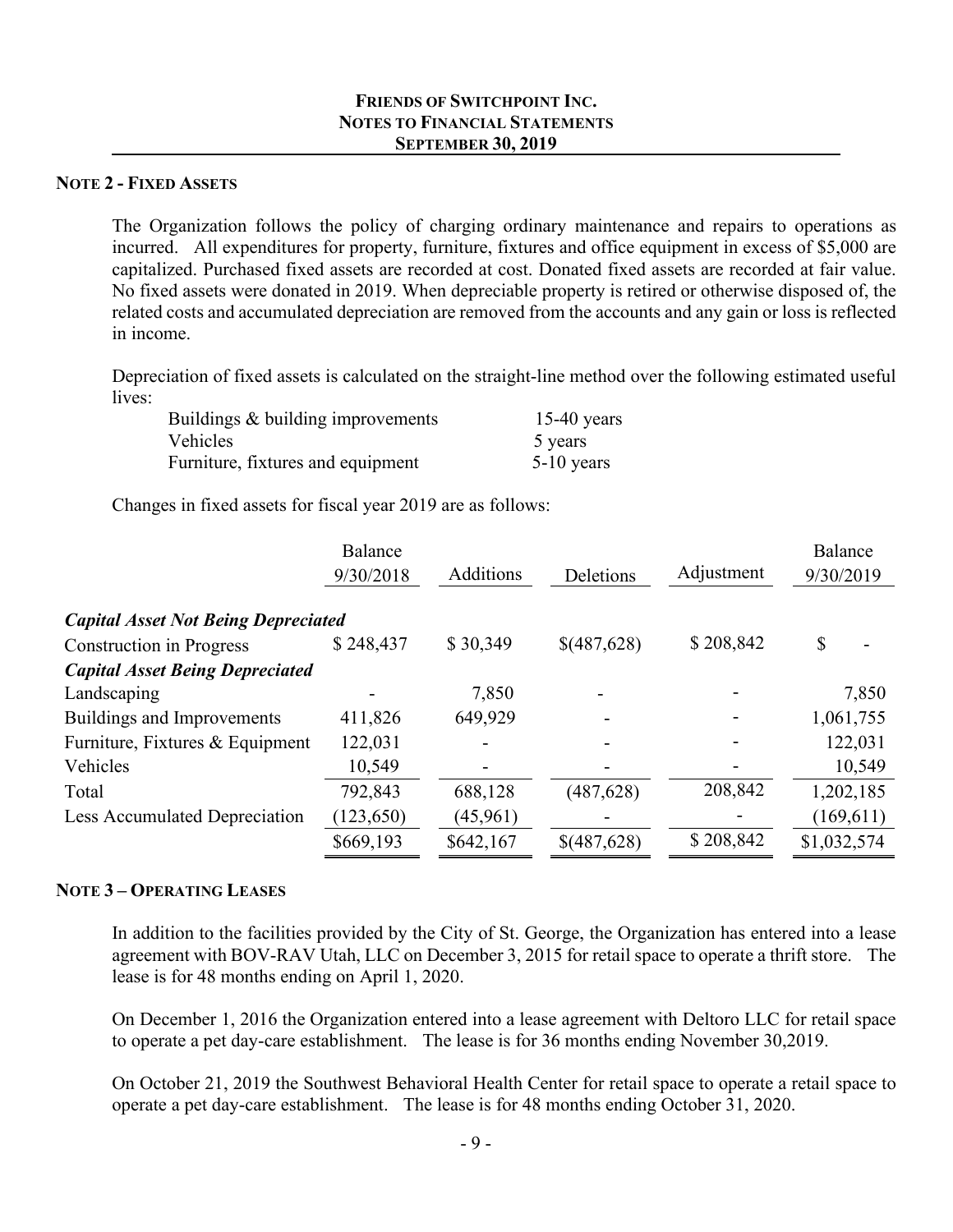**FRIENDS OF SWITCHPOINT INC.**
**NOTES TO FINANCIAL STATEMENTS**
**SEPTEMBER 30, 2019**

## NOTE 2 - FIXED ASSETS

The Organization follows the policy of charging ordinary maintenance and repairs to operations as incurred. All expenditures for property, furniture, fixtures and office equipment in excess of $5,000 are capitalized. Purchased fixed assets are recorded at cost. Donated fixed assets are recorded at fair value. No fixed assets were donated in 2019. When depreciable property is retired or otherwise disposed of, the related costs and accumulated depreciation are removed from the accounts and any gain or loss is reflected in income.

Depreciation of fixed assets is calculated on the straight-line method over the following estimated useful lives:

| | |
|---|---|
| Buildings & building improvements | 15-40 years |
| Vehicles | 5 years |
| Furniture, fixtures and equipment | 5-10 years |

Changes in fixed assets for fiscal year 2019 are as follows:

| | Balance 9/30/2018 | Additions | Deletions | Adjustment | Balance 9/30/2019 |
|---|---|---|---|---|---|
| ***Capital Asset Not Being Depreciated*** | | | | | |
| Construction in Progress | $ 248,437 | $ 30,349 | $(487,628) | $ 208,842 | $ - |
| ***Capital Asset Being Depreciated*** | | | | | |
| Landscaping | - | 7,850 | - | - | 7,850 |
| Buildings and Improvements | 411,826 | 649,929 | - | - | 1,061,755 |
| Furniture, Fixtures & Equipment | 122,031 | - | - | - | 122,031 |
| Vehicles | 10,549 | - | - | - | 10,549 |
| Total | 792,843 | 688,128 | (487,628) | 208,842 | 1,202,185 |
| Less Accumulated Depreciation | (123,650) | (45,961) | - | - | (169,611) |
| | $669,193 | $642,167 | $(487,628) | $ 208,842 | $1,032,574 |

## NOTE 3 – OPERATING LEASES

In addition to the facilities provided by the City of St. George, the Organization has entered into a lease agreement with BOV-RAV Utah, LLC on December 3, 2015 for retail space to operate a thrift store. The lease is for 48 months ending on April 1, 2020.

On December 1, 2016 the Organization entered into a lease agreement with Deltoro LLC for retail space to operate a pet day-care establishment. The lease is for 36 months ending November 30,2019.

On October 21, 2019 the Southwest Behavioral Health Center for retail space to operate a retail space to operate a pet day-care establishment. The lease is for 48 months ending October 31, 2020.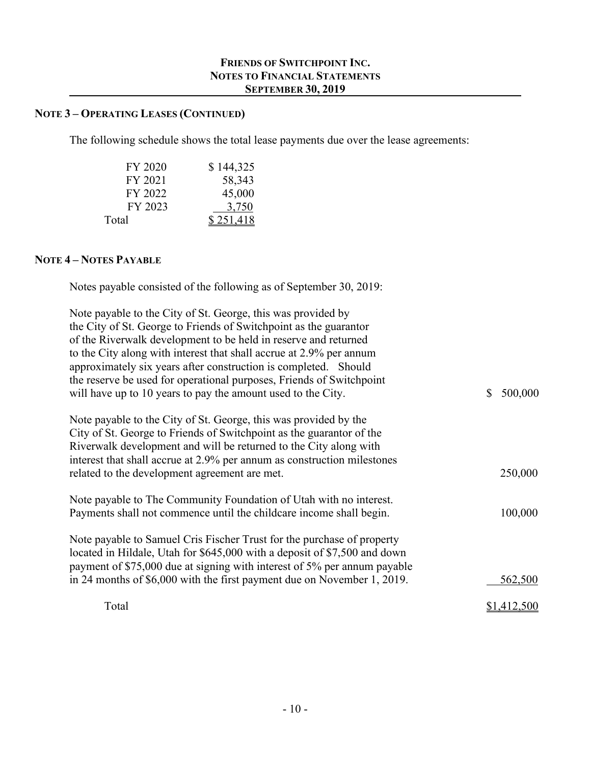## NOTE 3 – OPERATING LEASES (CONTINUED)

The following schedule shows the total lease payments due over the lease agreements:

| | |
|---|---|
| FY 2020 | $ 144,325 |
| FY 2021 | 58,343 |
| FY 2022 | 45,000 |
| FY 2023 | 3,750 |
| Total | $ 251,418 |

## NOTE 4 – NOTES PAYABLE

Notes payable consisted of the following as of September 30, 2019:

| | |
|---|---|
| Note payable to the City of St. George, this was provided by the City of St. George to Friends of Switchpoint as the guarantor of the Riverwalk development to be held in reserve and returned to the City along with interest that shall accrue at 2.9% per annum approximately six years after construction is completed. Should the reserve be used for operational purposes, Friends of Switchpoint will have up to 10 years to pay the amount used to the City. | $ 500,000 |
| Note payable to the City of St. George, this was provided by the City of St. George to Friends of Switchpoint as the guarantor of the Riverwalk development and will be returned to the City along with interest that shall accrue at 2.9% per annum as construction milestones related to the development agreement are met. | 250,000 |
| Note payable to The Community Foundation of Utah with no interest. Payments shall not commence until the childcare income shall begin. | 100,000 |
| Note payable to Samuel Cris Fischer Trust for the purchase of property located in Hildale, Utah for $645,000 with a deposit of $7,500 and down payment of $75,000 due at signing with interest of 5% per annum payable in 24 months of $6,000 with the first payment due on November 1, 2019. | 562,500 |
| Total | $1,412,500 |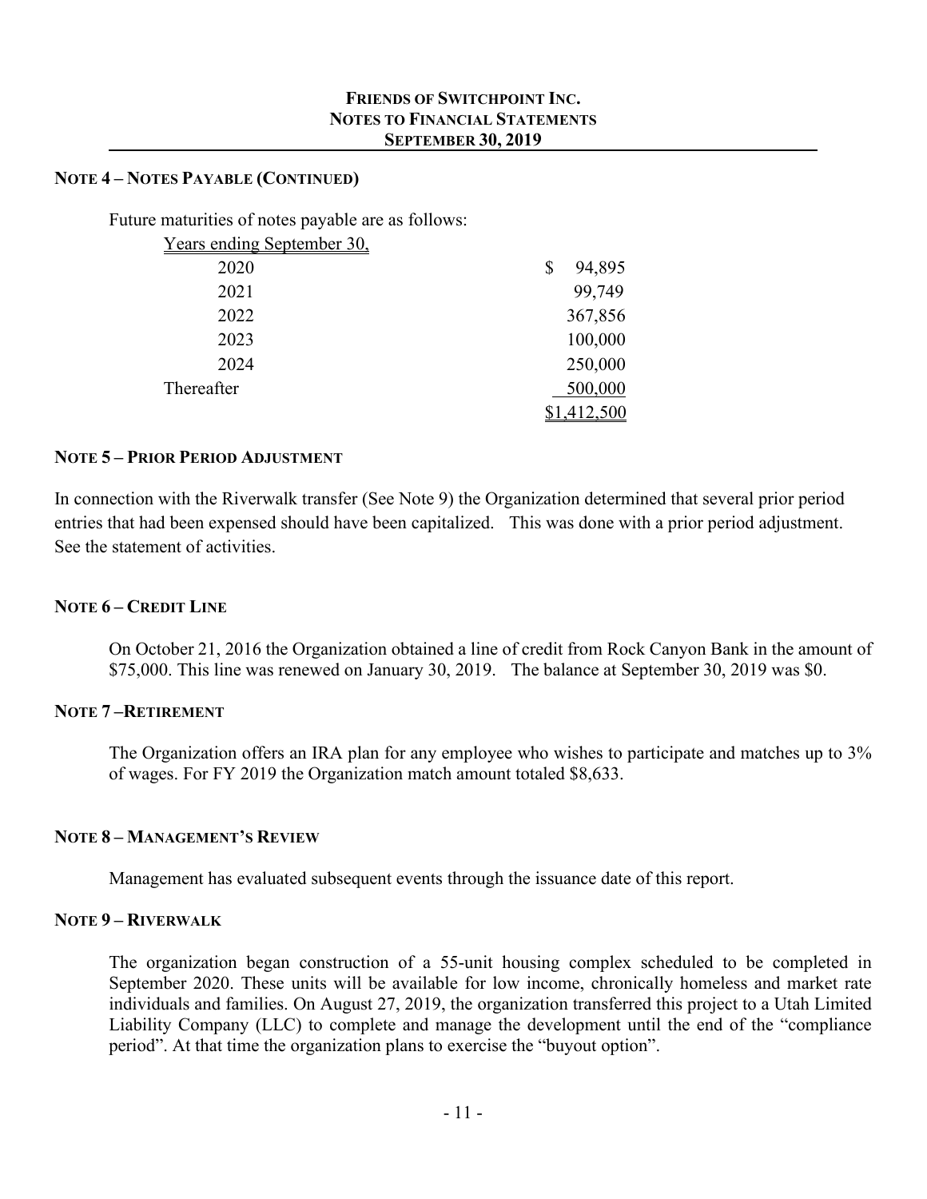## NOTE 4 – NOTES PAYABLE (CONTINUED)

Future maturities of notes payable are as follows:

| Years ending September 30, | |
|---|---|
| 2020 | $ 94,895 |
| 2021 | 99,749 |
| 2022 | 367,856 |
| 2023 | 100,000 |
| 2024 | 250,000 |
| Thereafter | 500,000 |
| | $1,412,500 |

## NOTE 5 – PRIOR PERIOD ADJUSTMENT

In connection with the Riverwalk transfer (See Note 9) the Organization determined that several prior period entries that had been expensed should have been capitalized. This was done with a prior period adjustment. See the statement of activities.

## NOTE 6 – CREDIT LINE

On October 21, 2016 the Organization obtained a line of credit from Rock Canyon Bank in the amount of $75,000. This line was renewed on January 30, 2019. The balance at September 30, 2019 was $0.

## NOTE 7 –RETIREMENT

The Organization offers an IRA plan for any employee who wishes to participate and matches up to 3% of wages. For FY 2019 the Organization match amount totaled $8,633.

## NOTE 8 – MANAGEMENT'S REVIEW

Management has evaluated subsequent events through the issuance date of this report.

## NOTE 9 – RIVERWALK

The organization began construction of a 55-unit housing complex scheduled to be completed in September 2020. These units will be available for low income, chronically homeless and market rate individuals and families. On August 27, 2019, the organization transferred this project to a Utah Limited Liability Company (LLC) to complete and manage the development until the end of the "compliance period". At that time the organization plans to exercise the "buyout option".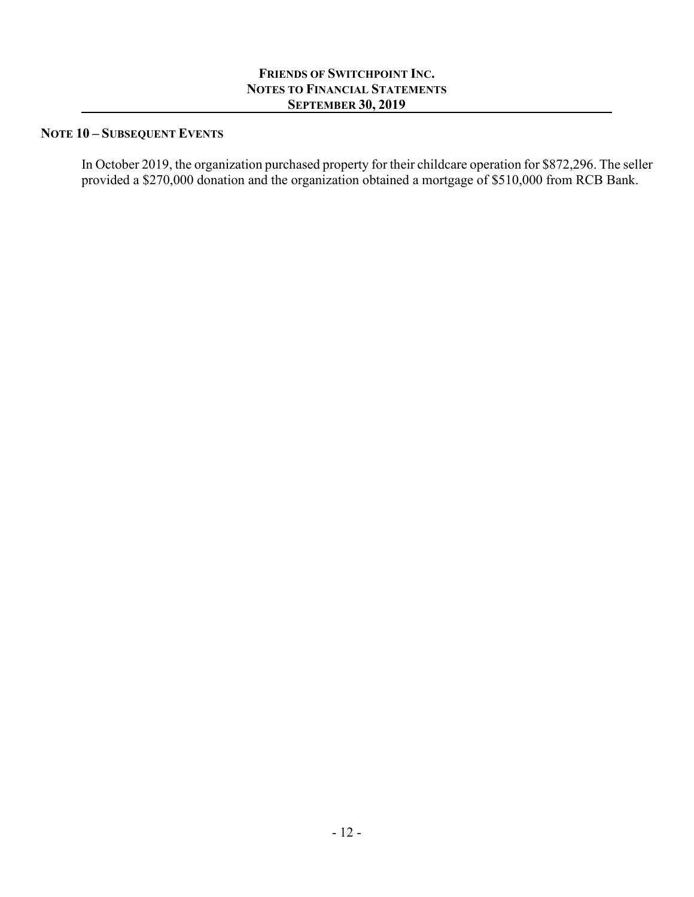## NOTE 10 – SUBSEQUENT EVENTS

In October 2019, the organization purchased property for their childcare operation for $872,296. The seller provided a $270,000 donation and the organization obtained a mortgage of $510,000 from RCB Bank.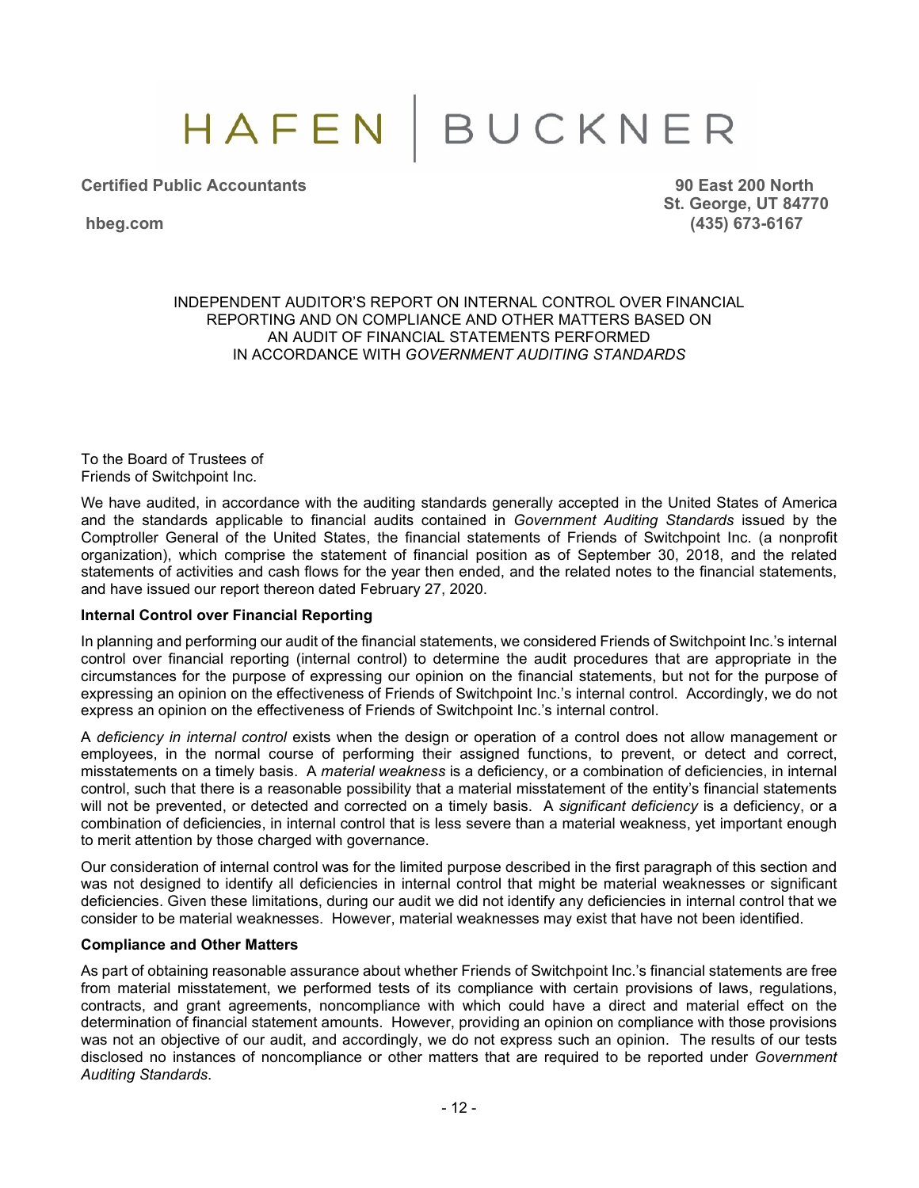# HAFEN | BUCKNER

**Certified Public Accountants**

**hbeg.com**

**90 East 200 North**
**St. George, UT 84770**
**(435) 673-6167**

INDEPENDENT AUDITOR'S REPORT ON INTERNAL CONTROL OVER FINANCIAL REPORTING AND ON COMPLIANCE AND OTHER MATTERS BASED ON AN AUDIT OF FINANCIAL STATEMENTS PERFORMED IN ACCORDANCE WITH *GOVERNMENT AUDITING STANDARDS*

To the Board of Trustees of
Friends of Switchpoint Inc.

We have audited, in accordance with the auditing standards generally accepted in the United States of America and the standards applicable to financial audits contained in *Government Auditing Standards* issued by the Comptroller General of the United States, the financial statements of Friends of Switchpoint Inc. (a nonprofit organization), which comprise the statement of financial position as of September 30, 2018, and the related statements of activities and cash flows for the year then ended, and the related notes to the financial statements, and have issued our report thereon dated February 27, 2020.

**Internal Control over Financial Reporting**

In planning and performing our audit of the financial statements, we considered Friends of Switchpoint Inc.'s internal control over financial reporting (internal control) to determine the audit procedures that are appropriate in the circumstances for the purpose of expressing our opinion on the financial statements, but not for the purpose of expressing an opinion on the effectiveness of Friends of Switchpoint Inc.'s internal control. Accordingly, we do not express an opinion on the effectiveness of Friends of Switchpoint Inc.'s internal control.

A *deficiency in internal control* exists when the design or operation of a control does not allow management or employees, in the normal course of performing their assigned functions, to prevent, or detect and correct, misstatements on a timely basis. A *material weakness* is a deficiency, or a combination of deficiencies, in internal control, such that there is a reasonable possibility that a material misstatement of the entity's financial statements will not be prevented, or detected and corrected on a timely basis. A *significant deficiency* is a deficiency, or a combination of deficiencies, in internal control that is less severe than a material weakness, yet important enough to merit attention by those charged with governance.

Our consideration of internal control was for the limited purpose described in the first paragraph of this section and was not designed to identify all deficiencies in internal control that might be material weaknesses or significant deficiencies. Given these limitations, during our audit we did not identify any deficiencies in internal control that we consider to be material weaknesses. However, material weaknesses may exist that have not been identified.

**Compliance and Other Matters**

As part of obtaining reasonable assurance about whether Friends of Switchpoint Inc.'s financial statements are free from material misstatement, we performed tests of its compliance with certain provisions of laws, regulations, contracts, and grant agreements, noncompliance with which could have a direct and material effect on the determination of financial statement amounts. However, providing an opinion on compliance with those provisions was not an objective of our audit, and accordingly, we do not express such an opinion. The results of our tests disclosed no instances of noncompliance or other matters that are required to be reported under *Government Auditing Standards*.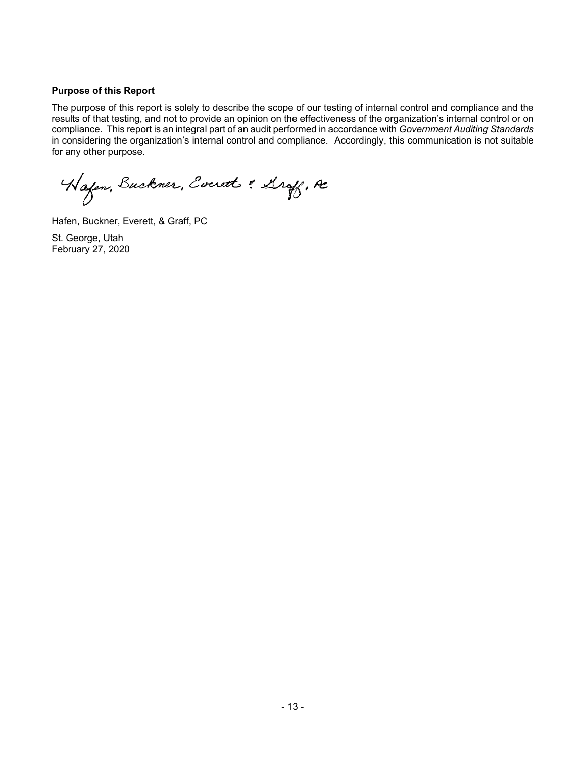**Purpose of this Report**

The purpose of this report is solely to describe the scope of our testing of internal control and compliance and the results of that testing, and not to provide an opinion on the effectiveness of the organization's internal control or on compliance. This report is an integral part of an audit performed in accordance with *Government Auditing Standards* in considering the organization's internal control and compliance. Accordingly, this communication is not suitable for any other purpose.

Hafen, Buckner, Everett, & Graff, PC

Hafen, Buckner, Everett, & Graff, PC

St. George, Utah
February 27, 2020